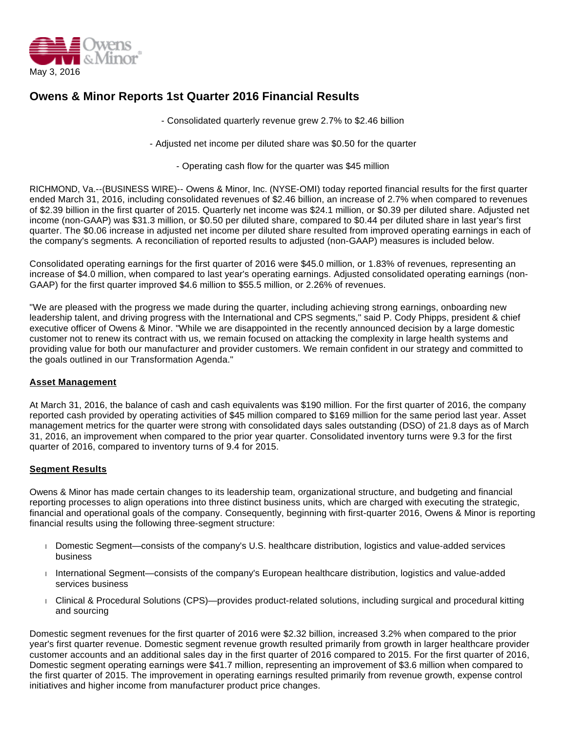May 3, 2016

# Owens & Minor Reports 1st Quarter 2016 Financial Results

- Consolidated quarterly revenue grew 2.7% to $2.46 billion

- Adjusted net income per diluted share was $0.50 for the quarter

- Operating cash flow for the quarter was $45 million

RICHMOND, Va.--(BUSINESS WIRE)-- Owens & Minor, Inc. (NYSE-OMI) today reported financial results for the first quarter ended March 31, 2016, including consolidated revenues of $2.46 billion, an increase of 2.7% when compared to revenues of $2.39 billion in the first quarter of 2015. Quarterly net income was $24.1 million, or $0.39 per diluted share. Adjusted net income (non-GAAP) was $31.3 million, or $0.50 per diluted share, compared to $0.44 per diluted share in last year's first quarter. The $0.06 increase in adjusted net income per diluted share resulted from improved operating earnings in each of the company's segments. A reconciliation of reported results to adjusted (non-GAAP) measures is included below.

Consolidated operating earnings for the first quarter of 2016 were $45.0 million, or 1.83% of revenues, representing an increase of $4.0 million, when compared to last year's operating earnings. Adjusted consolidated operating earnings (non-GAAP) for the first quarter improved $4.6 million to $55.5 million, or 2.26% of revenues.

"We are pleased with the progress we made during the quarter, including achieving strong earnings, onboarding new leadership talent, and driving progress with the International and CPS segments," said P. Cody Phipps, president & chief executive officer of Owens & Minor. "While we are disappointed in the recently announced decision by a large domestic customer not to renew its contract with us, we remain focused on attacking the complexity in large health systems and providing value for both our manufacturer and provider customers. We remain confident in our strategy and committed to the goals outlined in our Transformation Agenda."

## Asset Management

At March 31, 2016, the balance of cash and cash equivalents was $190 million. For the first quarter of 2016, the company reported cash provided by operating activities of $45 million compared to $169 million for the same period last year. Asset management metrics for the quarter were strong with consolidated days sales outstanding (DSO) of 21.8 days as of March 31, 2016, an improvement when compared to the prior year quarter. Consolidated inventory turns were 9.3 for the first quarter of 2016, compared to inventory turns of 9.4 for 2015.

## Segment Results

Owens & Minor has made certain changes to its leadership team, organizational structure, and budgeting and financial reporting processes to align operations into three distinct business units, which are charged with executing the strategic, financial and operational goals of the company. Consequently, beginning with first-quarter 2016, Owens & Minor is reporting financial results using the following three-segment structure:

- Domestic Segment—consists of the company's U.S. healthcare distribution, logistics and value-added services business
- International Segment—consists of the company's European healthcare distribution, logistics and value-added services business
- Clinical & Procedural Solutions (CPS)—provides product-related solutions, including surgical and procedural kitting and sourcing

Domestic segment revenues for the first quarter of 2016 were $2.32 billion, increased 3.2% when compared to the prior year's first quarter revenue. Domestic segment revenue growth resulted primarily from growth in larger healthcare provider customer accounts and an additional sales day in the first quarter of 2016 compared to 2015. For the first quarter of 2016, Domestic segment operating earnings were $41.7 million, representing an improvement of $3.6 million when compared to the first quarter of 2015. The improvement in operating earnings resulted primarily from revenue growth, expense control initiatives and higher income from manufacturer product price changes.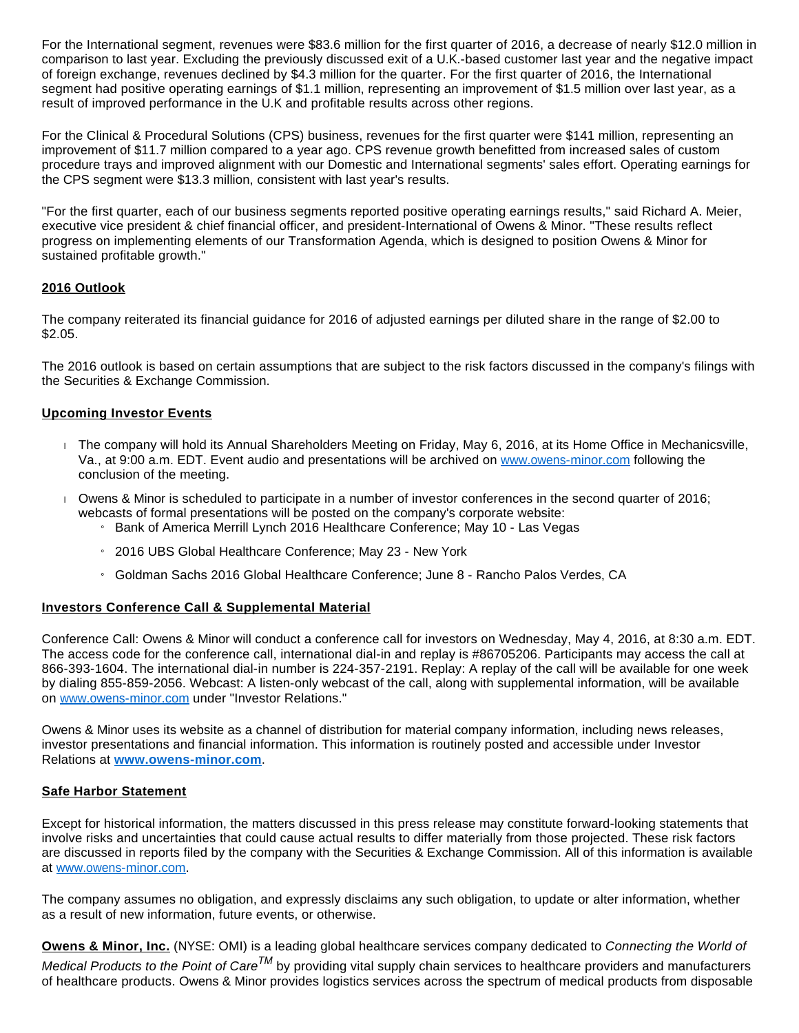For the International segment, revenues were $83.6 million for the first quarter of 2016, a decrease of nearly $12.0 million in comparison to last year. Excluding the previously discussed exit of a U.K.-based customer last year and the negative impact of foreign exchange, revenues declined by $4.3 million for the quarter. For the first quarter of 2016, the International segment had positive operating earnings of $1.1 million, representing an improvement of $1.5 million over last year, as a result of improved performance in the U.K and profitable results across other regions.

For the Clinical & Procedural Solutions (CPS) business, revenues for the first quarter were $141 million, representing an improvement of $11.7 million compared to a year ago. CPS revenue growth benefitted from increased sales of custom procedure trays and improved alignment with our Domestic and International segments' sales effort. Operating earnings for the CPS segment were $13.3 million, consistent with last year's results.

"For the first quarter, each of our business segments reported positive operating earnings results," said Richard A. Meier, executive vice president & chief financial officer, and president-International of Owens & Minor. "These results reflect progress on implementing elements of our Transformation Agenda, which is designed to position Owens & Minor for sustained profitable growth."

## 2016 Outlook

The company reiterated its financial guidance for 2016 of adjusted earnings per diluted share in the range of $2.00 to $2.05.

The 2016 outlook is based on certain assumptions that are subject to the risk factors discussed in the company's filings with the Securities & Exchange Commission.

## Upcoming Investor Events

- The company will hold its Annual Shareholders Meeting on Friday, May 6, 2016, at its Home Office in Mechanicsville, Va., at 9:00 a.m. EDT. Event audio and presentations will be archived on www.owens-minor.com following the conclusion of the meeting.
- Owens & Minor is scheduled to participate in a number of investor conferences in the second quarter of 2016; webcasts of formal presentations will be posted on the company's corporate website:
  - Bank of America Merrill Lynch 2016 Healthcare Conference; May 10 - Las Vegas
  - 2016 UBS Global Healthcare Conference; May 23 - New York
  - Goldman Sachs 2016 Global Healthcare Conference; June 8 - Rancho Palos Verdes, CA

## Investors Conference Call & Supplemental Material

Conference Call: Owens & Minor will conduct a conference call for investors on Wednesday, May 4, 2016, at 8:30 a.m. EDT. The access code for the conference call, international dial-in and replay is #86705206. Participants may access the call at 866-393-1604. The international dial-in number is 224-357-2191. Replay: A replay of the call will be available for one week by dialing 855-859-2056. Webcast: A listen-only webcast of the call, along with supplemental information, will be available on www.owens-minor.com under "Investor Relations."

Owens & Minor uses its website as a channel of distribution for material company information, including news releases, investor presentations and financial information. This information is routinely posted and accessible under Investor Relations at **www.owens-minor.com**.

## Safe Harbor Statement

Except for historical information, the matters discussed in this press release may constitute forward-looking statements that involve risks and uncertainties that could cause actual results to differ materially from those projected. These risk factors are discussed in reports filed by the company with the Securities & Exchange Commission. All of this information is available at www.owens-minor.com.

The company assumes no obligation, and expressly disclaims any such obligation, to update or alter information, whether as a result of new information, future events, or otherwise.

**Owens & Minor, Inc.** (NYSE: OMI) is a leading global healthcare services company dedicated to *Connecting the World of Medical Products to the Point of Care*™ by providing vital supply chain services to healthcare providers and manufacturers of healthcare products. Owens & Minor provides logistics services across the spectrum of medical products from disposable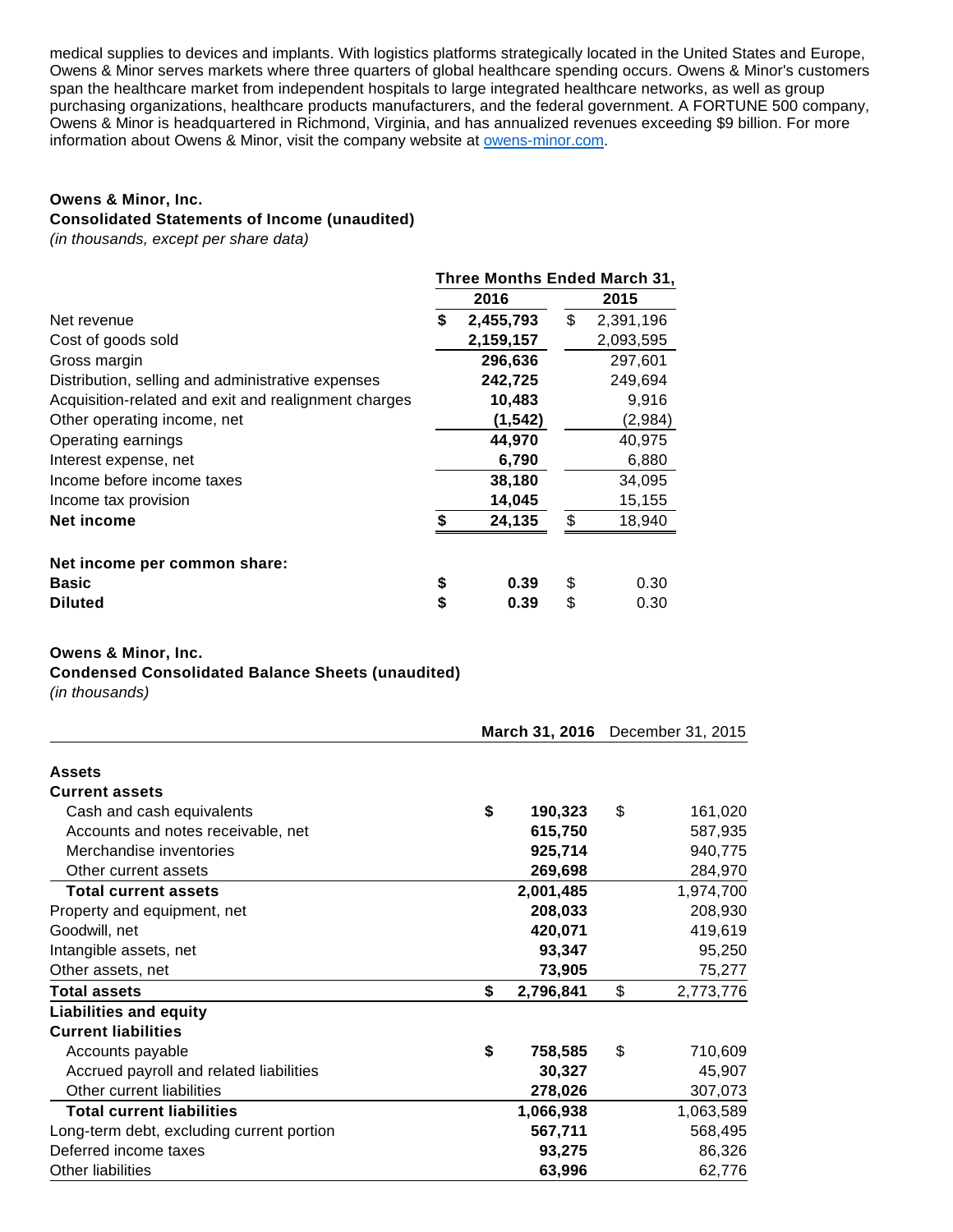medical supplies to devices and implants. With logistics platforms strategically located in the United States and Europe, Owens & Minor serves markets where three quarters of global healthcare spending occurs. Owens & Minor's customers span the healthcare market from independent hospitals to large integrated healthcare networks, as well as group purchasing organizations, healthcare products manufacturers, and the federal government. A FORTUNE 500 company, Owens & Minor is headquartered in Richmond, Virginia, and has annualized revenues exceeding $9 billion. For more information about Owens & Minor, visit the company website at owens-minor.com.

**Owens & Minor, Inc.**
**Consolidated Statements of Income (unaudited)**
*(in thousands, except per share data)*

| | Three Months Ended March 31, | |
|---|---|---|
| | **2016** | **2015** |
| Net revenue | **$ 2,455,793** | $ 2,391,196 |
| Cost of goods sold | **2,159,157** | 2,093,595 |
| Gross margin | **296,636** | 297,601 |
| Distribution, selling and administrative expenses | **242,725** | 249,694 |
| Acquisition-related and exit and realignment charges | **10,483** | 9,916 |
| Other operating income, net | **(1,542)** | (2,984) |
| Operating earnings | **44,970** | 40,975 |
| Interest expense, net | **6,790** | 6,880 |
| Income before income taxes | **38,180** | 34,095 |
| Income tax provision | **14,045** | 15,155 |
| **Net income** | **$ 24,135** | $ 18,940 |
| | | |
| **Net income per common share:** | | |
| **Basic** | **$ 0.39** | $ 0.30 |
| **Diluted** | **$ 0.39** | $ 0.30 |

**Owens & Minor, Inc.**
**Condensed Consolidated Balance Sheets (unaudited)**
*(in thousands)*

| | **March 31, 2016** | December 31, 2015 |
|---|---|---|
| **Assets** | | |
| **Current assets** | | |
| Cash and cash equivalents | **$ 190,323** | $ 161,020 |
| Accounts and notes receivable, net | **615,750** | 587,935 |
| Merchandise inventories | **925,714** | 940,775 |
| Other current assets | **269,698** | 284,970 |
| **Total current assets** | **2,001,485** | 1,974,700 |
| Property and equipment, net | **208,033** | 208,930 |
| Goodwill, net | **420,071** | 419,619 |
| Intangible assets, net | **93,347** | 95,250 |
| Other assets, net | **73,905** | 75,277 |
| **Total assets** | **$ 2,796,841** | $ 2,773,776 |
| **Liabilities and equity** | | |
| **Current liabilities** | | |
| Accounts payable | **$ 758,585** | $ 710,609 |
| Accrued payroll and related liabilities | **30,327** | 45,907 |
| Other current liabilities | **278,026** | 307,073 |
| **Total current liabilities** | **1,066,938** | 1,063,589 |
| Long-term debt, excluding current portion | **567,711** | 568,495 |
| Deferred income taxes | **93,275** | 86,326 |
| Other liabilities | **63,996** | 62,776 |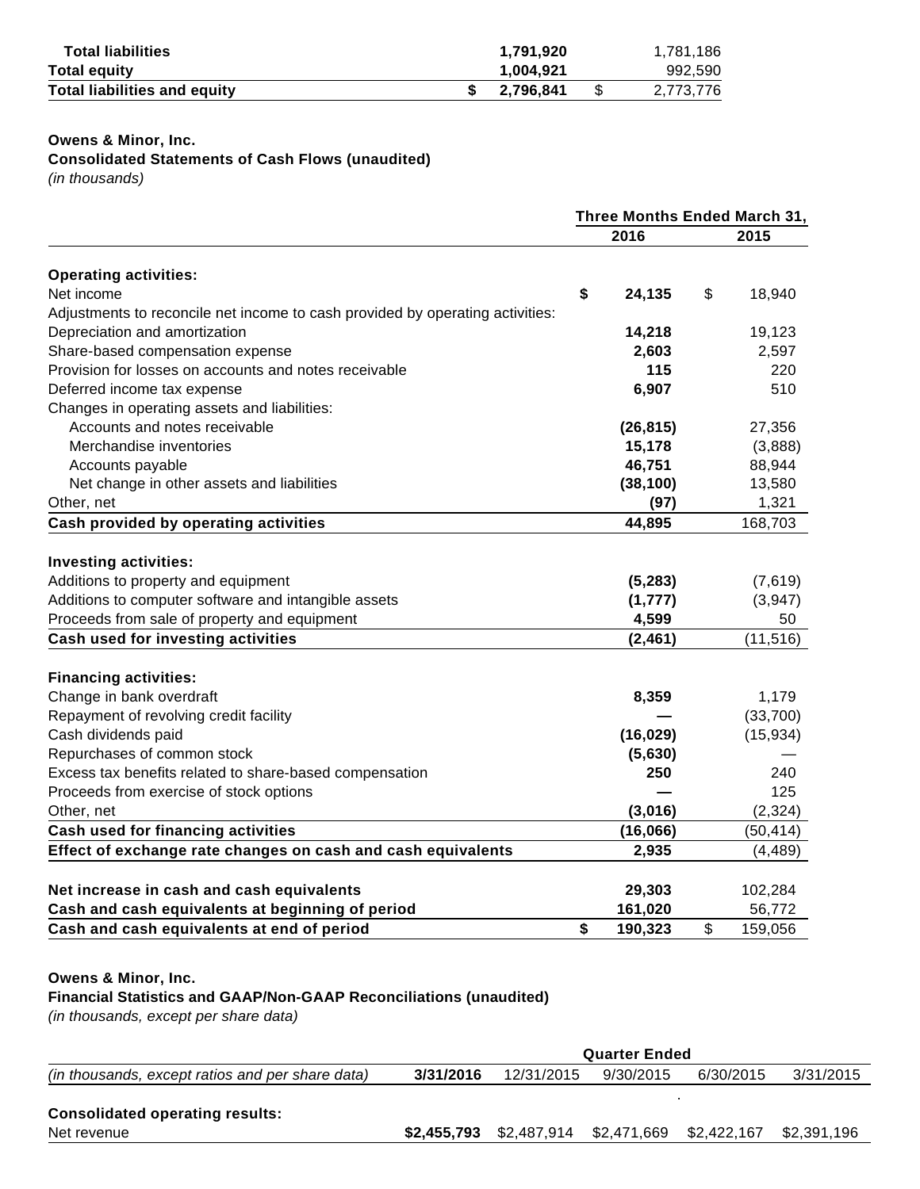| | | |
|---|---|---|
| **Total liabilities** | **1,791,920** | 1,781,186 |
| **Total equity** | **1,004,921** | 992,590 |
| **Total liabilities and equity** | **$ 2,796,841** | $ 2,773,776 |

**Owens & Minor, Inc.**
**Consolidated Statements of Cash Flows (unaudited)**
*(in thousands)*

| | Three Months Ended March 31, | |
|---|---|---|
| | **2016** | **2015** |
| **Operating activities:** | | |
| Net income | **$ 24,135** | $ 18,940 |
| Adjustments to reconcile net income to cash provided by operating activities: | | |
| Depreciation and amortization | **14,218** | 19,123 |
| Share-based compensation expense | **2,603** | 2,597 |
| Provision for losses on accounts and notes receivable | **115** | 220 |
| Deferred income tax expense | **6,907** | 510 |
| Changes in operating assets and liabilities: | | |
| Accounts and notes receivable | **(26,815)** | 27,356 |
| Merchandise inventories | **15,178** | (3,888) |
| Accounts payable | **46,751** | 88,944 |
| Net change in other assets and liabilities | **(38,100)** | 13,580 |
| Other, net | **(97)** | 1,321 |
| **Cash provided by operating activities** | **44,895** | 168,703 |
| **Investing activities:** | | |
| Additions to property and equipment | **(5,283)** | (7,619) |
| Additions to computer software and intangible assets | **(1,777)** | (3,947) |
| Proceeds from sale of property and equipment | **4,599** | 50 |
| **Cash used for investing activities** | **(2,461)** | (11,516) |
| **Financing activities:** | | |
| Change in bank overdraft | **8,359** | 1,179 |
| Repayment of revolving credit facility | **—** | (33,700) |
| Cash dividends paid | **(16,029)** | (15,934) |
| Repurchases of common stock | **(5,630)** | — |
| Excess tax benefits related to share-based compensation | **250** | 240 |
| Proceeds from exercise of stock options | **—** | 125 |
| Other, net | **(3,016)** | (2,324) |
| **Cash used for financing activities** | **(16,066)** | (50,414) |
| **Effect of exchange rate changes on cash and cash equivalents** | **2,935** | (4,489) |
| **Net increase in cash and cash equivalents** | **29,303** | 102,284 |
| **Cash and cash equivalents at beginning of period** | **161,020** | 56,772 |
| **Cash and cash equivalents at end of period** | **$ 190,323** | $ 159,056 |

**Owens & Minor, Inc.**
**Financial Statistics and GAAP/Non-GAAP Reconciliations (unaudited)**
*(in thousands, except per share data)*

| | Quarter Ended | | | | |
|---|---|---|---|---|---|
| *(in thousands, except ratios and per share data)* | **3/31/2016** | 12/31/2015 | 9/30/2015 | 6/30/2015 | 3/31/2015 |
| **Consolidated operating results:** | | | | | |
| Net revenue | **$2,455,793** | $2,487,914 | $2,471,669 | $2,422,167 | $2,391,196 |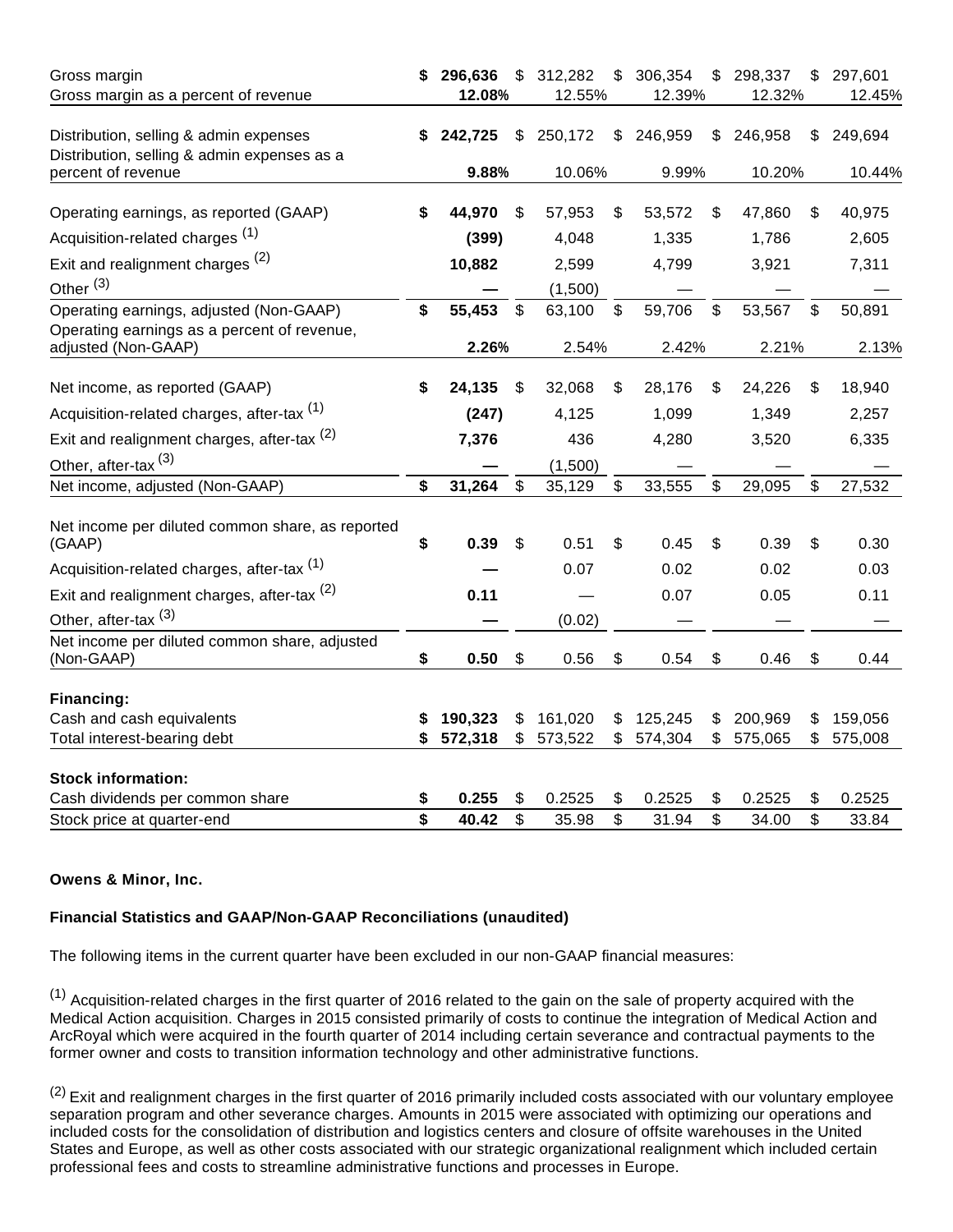| | | | | | |
|---|---|---|---|---|---|
| Gross margin | **$ 296,636** | $ 312,282 | $ 306,354 | $ 298,337 | $ 297,601 |
| Gross margin as a percent of revenue | **12.08%** | 12.55% | 12.39% | 12.32% | 12.45% |
| Distribution, selling & admin expenses | **$ 242,725** | $ 250,172 | $ 246,959 | $ 246,958 | $ 249,694 |
| Distribution, selling & admin expenses as a percent of revenue | **9.88%** | 10.06% | 9.99% | 10.20% | 10.44% |
| Operating earnings, as reported (GAAP) | **$ 44,970** | $ 57,953 | $ 53,572 | $ 47,860 | $ 40,975 |
| Acquisition-related charges [1] | **(399)** | 4,048 | 1,335 | 1,786 | 2,605 |
| Exit and realignment charges [2] | **10,882** | 2,599 | 4,799 | 3,921 | 7,311 |
| Other [3] | **—** | (1,500) | — | — | — |
| Operating earnings, adjusted (Non-GAAP) | **$ 55,453** | $ 63,100 | $ 59,706 | $ 53,567 | $ 50,891 |
| Operating earnings as a percent of revenue, adjusted (Non-GAAP) | **2.26%** | 2.54% | 2.42% | 2.21% | 2.13% |
| Net income, as reported (GAAP) | **$ 24,135** | $ 32,068 | $ 28,176 | $ 24,226 | $ 18,940 |
| Acquisition-related charges, after-tax [1] | **(247)** | 4,125 | 1,099 | 1,349 | 2,257 |
| Exit and realignment charges, after-tax [2] | **7,376** | 436 | 4,280 | 3,520 | 6,335 |
| Other, after-tax [3] | **—** | (1,500) | — | — | — |
| Net income, adjusted (Non-GAAP) | **$ 31,264** | $ 35,129 | $ 33,555 | $ 29,095 | $ 27,532 |
| Net income per diluted common share, as reported (GAAP) | **$ 0.39** | $ 0.51 | $ 0.45 | $ 0.39 | $ 0.30 |
| Acquisition-related charges, after-tax [1] | **—** | 0.07 | 0.02 | 0.02 | 0.03 |
| Exit and realignment charges, after-tax [2] | **0.11** | — | 0.07 | 0.05 | 0.11 |
| Other, after-tax [3] | **—** | (0.02) | — | — | — |
| Net income per diluted common share, adjusted (Non-GAAP) | **$ 0.50** | $ 0.56 | $ 0.54 | $ 0.46 | $ 0.44 |
| **Financing:** | | | | | |
| Cash and cash equivalents | **$ 190,323** | $ 161,020 | $ 125,245 | $ 200,969 | $ 159,056 |
| Total interest-bearing debt | **$ 572,318** | $ 573,522 | $ 574,304 | $ 575,065 | $ 575,008 |
| **Stock information:** | | | | | |
| Cash dividends per common share | **$ 0.255** | $ 0.2525 | $ 0.2525 | $ 0.2525 | $ 0.2525 |
| Stock price at quarter-end | **$ 40.42** | $ 35.98 | $ 31.94 | $ 34.00 | $ 33.84 |

**Owens & Minor, Inc.**

**Financial Statistics and GAAP/Non-GAAP Reconciliations (unaudited)**

The following items in the current quarter have been excluded in our non-GAAP financial measures:

[1] Acquisition-related charges in the first quarter of 2016 related to the gain on the sale of property acquired with the Medical Action acquisition. Charges in 2015 consisted primarily of costs to continue the integration of Medical Action and ArcRoyal which were acquired in the fourth quarter of 2014 including certain severance and contractual payments to the former owner and costs to transition information technology and other administrative functions.

[2] Exit and realignment charges in the first quarter of 2016 primarily included costs associated with our voluntary employee separation program and other severance charges. Amounts in 2015 were associated with optimizing our operations and included costs for the consolidation of distribution and logistics centers and closure of offsite warehouses in the United States and Europe, as well as other costs associated with our strategic organizational realignment which included certain professional fees and costs to streamline administrative functions and processes in Europe.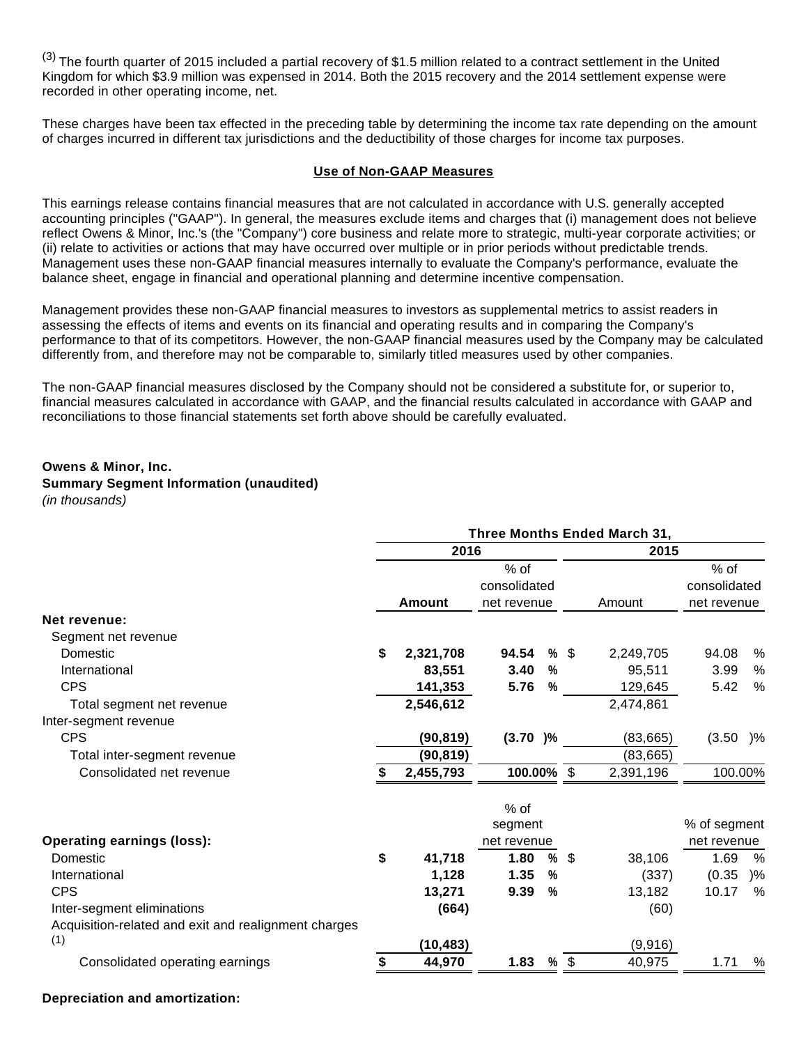[3] The fourth quarter of 2015 included a partial recovery of $1.5 million related to a contract settlement in the United Kingdom for which $3.9 million was expensed in 2014. Both the 2015 recovery and the 2014 settlement expense were recorded in other operating income, net.

These charges have been tax effected in the preceding table by determining the income tax rate depending on the amount of charges incurred in different tax jurisdictions and the deductibility of those charges for income tax purposes.

## Use of Non-GAAP Measures

This earnings release contains financial measures that are not calculated in accordance with U.S. generally accepted accounting principles ("GAAP"). In general, the measures exclude items and charges that (i) management does not believe reflect Owens & Minor, Inc.'s (the "Company") core business and relate more to strategic, multi-year corporate activities; or (ii) relate to activities or actions that may have occurred over multiple or in prior periods without predictable trends. Management uses these non-GAAP financial measures internally to evaluate the Company's performance, evaluate the balance sheet, engage in financial and operational planning and determine incentive compensation.

Management provides these non-GAAP financial measures to investors as supplemental metrics to assist readers in assessing the effects of items and events on its financial and operating results and in comparing the Company's performance to that of its competitors. However, the non-GAAP financial measures used by the Company may be calculated differently from, and therefore may not be comparable to, similarly titled measures used by other companies.

The non-GAAP financial measures disclosed by the Company should not be considered a substitute for, or superior to, financial measures calculated in accordance with GAAP, and the financial results calculated in accordance with GAAP and reconciliations to those financial statements set forth above should be carefully evaluated.

**Owens & Minor, Inc.**
**Summary Segment Information (unaudited)**
*(in thousands)*

| | Three Months Ended March 31, | | | |
|---|---|---|---|---|
| | 2016 | | 2015 | |
| | **Amount** | % of consolidated net revenue | Amount | % of consolidated net revenue |
| **Net revenue:** | | | | |
| Segment net revenue | | | | |
| Domestic | **$ 2,321,708** | **94.54 %** | $ 2,249,705 | 94.08 % |
| International | **83,551** | **3.40 %** | 95,511 | 3.99 % |
| CPS | **141,353** | **5.76 %** | 129,645 | 5.42 % |
| Total segment net revenue | **2,546,612** | | 2,474,861 | |
| Inter-segment revenue | | | | |
| CPS | **(90,819)** | **(3.70 )%** | (83,665) | (3.50 )% |
| Total inter-segment revenue | **(90,819)** | | (83,665) | |
| Consolidated net revenue | **$ 2,455,793** | **100.00%** | $ 2,391,196 | 100.00% |
| | | % of segment net revenue | | % of segment net revenue |
| **Operating earnings (loss):** | | | | |
| Domestic | **$ 41,718** | **1.80 %** | $ 38,106 | 1.69 % |
| International | **1,128** | **1.35 %** | (337) | (0.35 )% |
| CPS | **13,271** | **9.39 %** | 13,182 | 10.17 % |
| Inter-segment eliminations | **(664)** | | (60) | |
| Acquisition-related and exit and realignment charges [1] | **(10,483)** | | (9,916) | |
| Consolidated operating earnings | **$ 44,970** | **1.83 %** | $ 40,975 | 1.71 % |

**Depreciation and amortization:**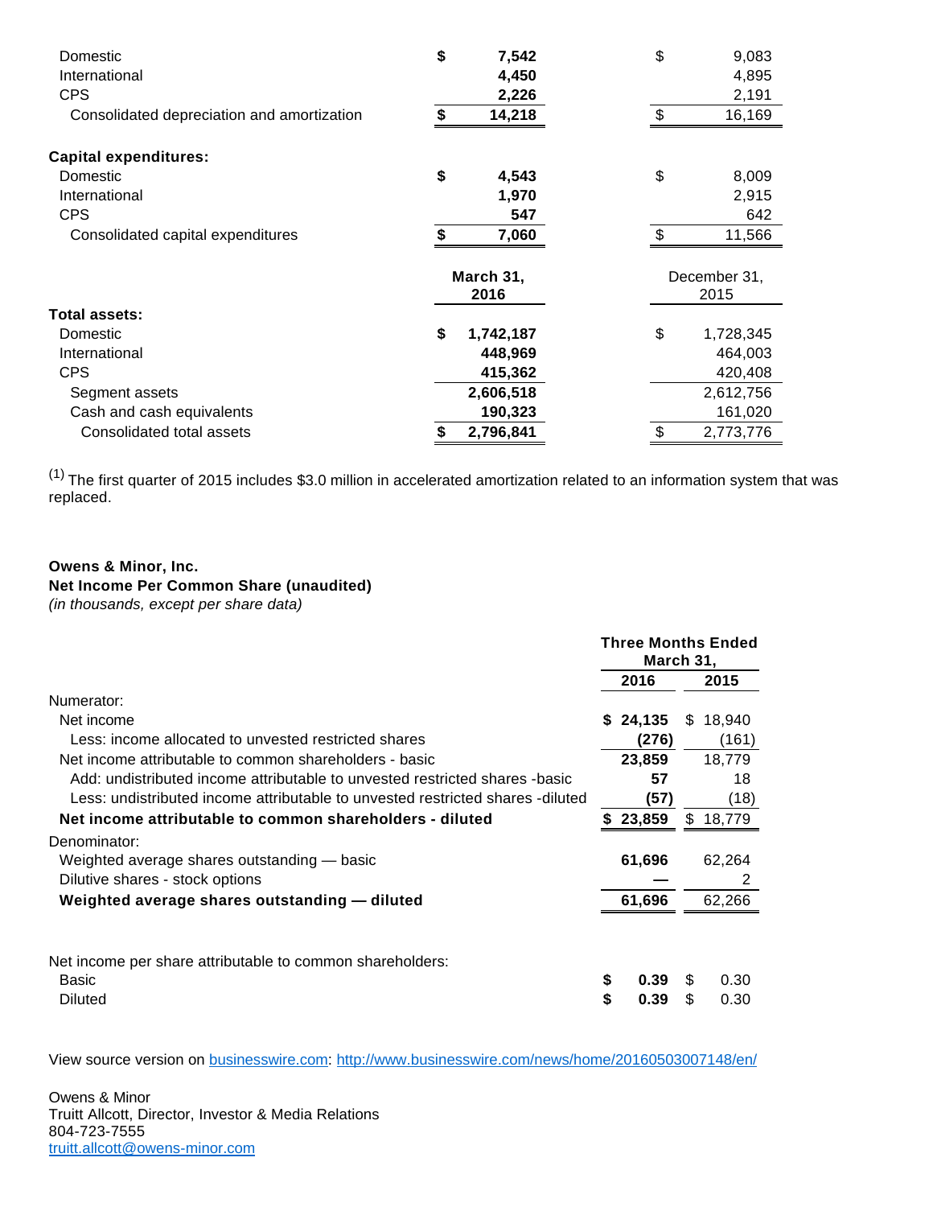| | | |
|---|---|---|
| Domestic | **$ 7,542** | $ 9,083 |
| International | **4,450** | 4,895 |
| CPS | **2,226** | 2,191 |
| Consolidated depreciation and amortization | **$ 14,218** | $ 16,169 |
| | | |
| **Capital expenditures:** | | |
| Domestic | **$ 4,543** | $ 8,009 |
| International | **1,970** | 2,915 |
| CPS | **547** | 642 |
| Consolidated capital expenditures | **$ 7,060** | $ 11,566 |
| | **March 31, 2016** | December 31, 2015 |
| **Total assets:** | | |
| Domestic | **$ 1,742,187** | $ 1,728,345 |
| International | **448,969** | 464,003 |
| CPS | **415,362** | 420,408 |
| Segment assets | **2,606,518** | 2,612,756 |
| Cash and cash equivalents | **190,323** | 161,020 |
| Consolidated total assets | **$ 2,796,841** | $ 2,773,776 |

[1] The first quarter of 2015 includes $3.0 million in accelerated amortization related to an information system that was replaced.

**Owens & Minor, Inc.**
**Net Income Per Common Share (unaudited)**
*(in thousands, except per share data)*

| | **Three Months Ended March 31,** | |
|---|---|---|
| | **2016** | **2015** |
| Numerator: | | |
| Net income | **$ 24,135** | $ 18,940 |
| Less: income allocated to unvested restricted shares | **(276)** | (161) |
| Net income attributable to common shareholders - basic | **23,859** | 18,779 |
| Add: undistributed income attributable to unvested restricted shares -basic | **57** | 18 |
| Less: undistributed income attributable to unvested restricted shares -diluted | **(57)** | (18) |
| **Net income attributable to common shareholders - diluted** | **$ 23,859** | $ 18,779 |
| Denominator: | | |
| Weighted average shares outstanding — basic | **61,696** | 62,264 |
| Dilutive shares - stock options | **—** | 2 |
| **Weighted average shares outstanding — diluted** | **61,696** | 62,266 |
| | | |
| Net income per share attributable to common shareholders: | | |
| Basic | **$ 0.39** | $ 0.30 |
| Diluted | **$ 0.39** | $ 0.30 |

View source version on businesswire.com: http://www.businesswire.com/news/home/20160503007148/en/

Owens & Minor
Truitt Allcott, Director, Investor & Media Relations
804-723-7555
truitt.allcott@owens-minor.com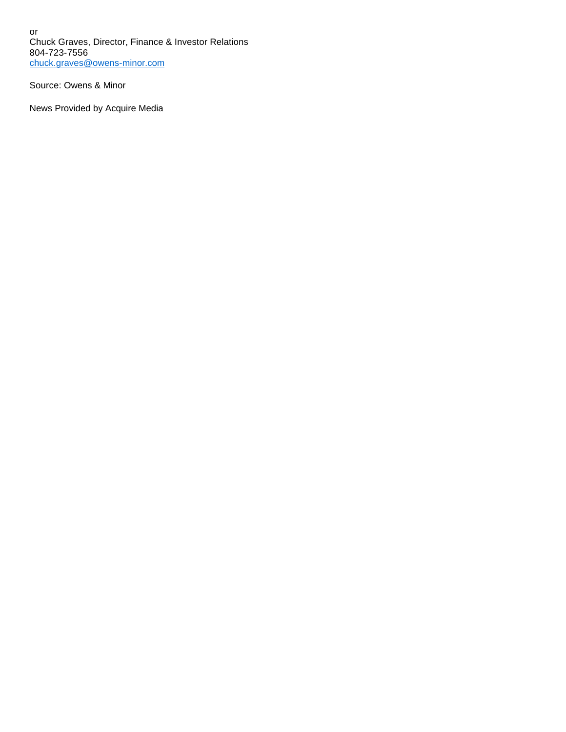or
Chuck Graves, Director, Finance & Investor Relations
804-723-7556
chuck.graves@owens-minor.com

Source: Owens & Minor

News Provided by Acquire Media